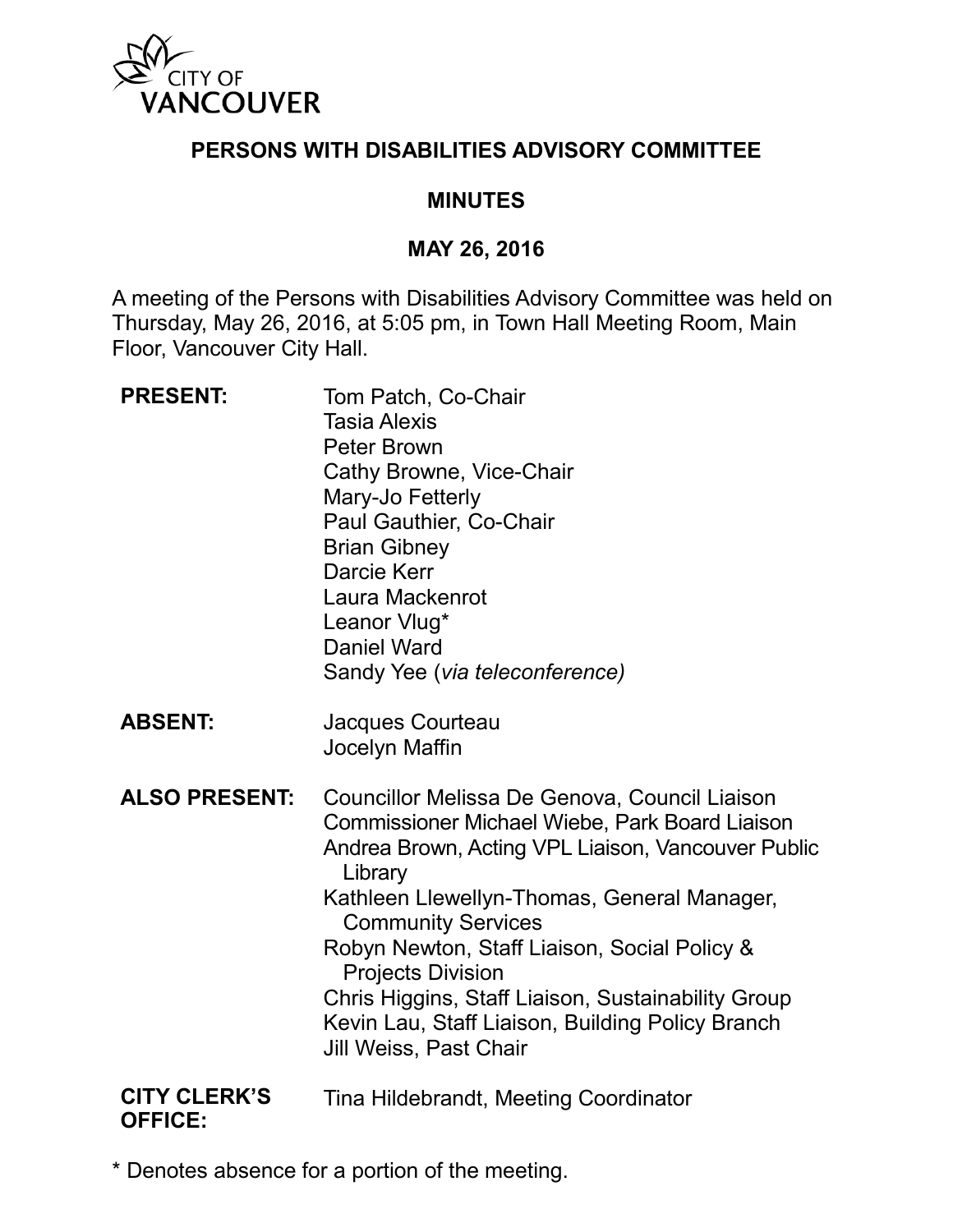CITY OF VANCOUVER

# PERSONS WITH DISABILITIES ADVISORY COMMITTEE

## MINUTES

## MAY 26, 2016

A meeting of the Persons with Disabilities Advisory Committee was held on Thursday, May 26, 2016, at 5:05 pm, in Town Hall Meeting Room, Main Floor, Vancouver City Hall.

**PRESENT:**
Tom Patch, Co-Chair
Tasia Alexis
Peter Brown
Cathy Browne, Vice-Chair
Mary-Jo Fetterly
Paul Gauthier, Co-Chair
Brian Gibney
Darcie Kerr
Laura Mackenrot
Leanor Vlug*
Daniel Ward
Sandy Yee (*via teleconference)*

**ABSENT:**
Jacques Courteau
Jocelyn Maffin

**ALSO PRESENT:**
Councillor Melissa De Genova, Council Liaison
Commissioner Michael Wiebe, Park Board Liaison
Andrea Brown, Acting VPL Liaison, Vancouver Public Library
Kathleen Llewellyn-Thomas, General Manager, Community Services
Robyn Newton, Staff Liaison, Social Policy & Projects Division
Chris Higgins, Staff Liaison, Sustainability Group
Kevin Lau, Staff Liaison, Building Policy Branch
Jill Weiss, Past Chair

**CITY CLERK'S OFFICE:**
Tina Hildebrandt, Meeting Coordinator

* Denotes absence for a portion of the meeting.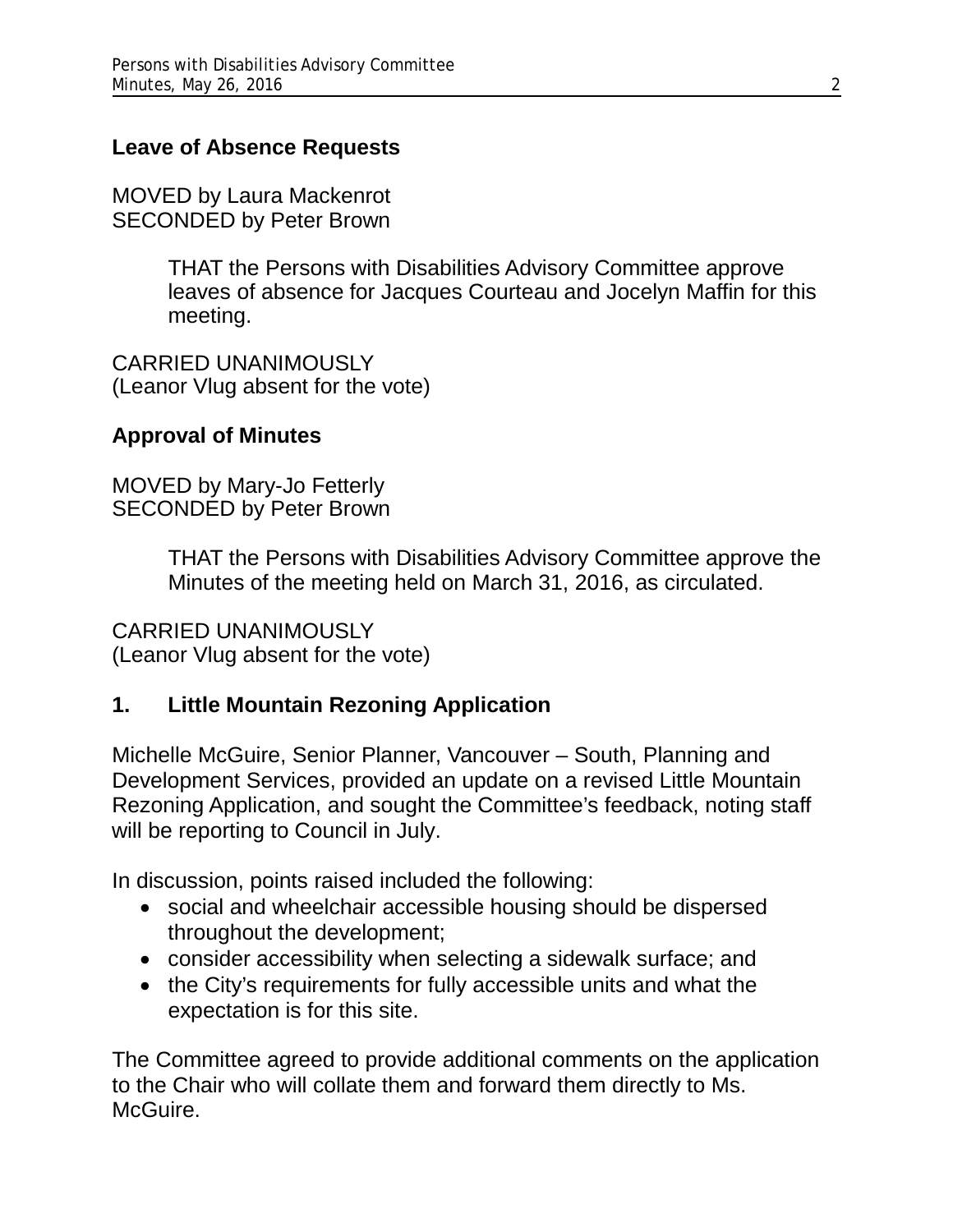## Leave of Absence Requests

MOVED by Laura Mackenrot
SECONDED by Peter Brown

> THAT the Persons with Disabilities Advisory Committee approve leaves of absence for Jacques Courteau and Jocelyn Maffin for this meeting.

CARRIED UNANIMOUSLY
(Leanor Vlug absent for the vote)

## Approval of Minutes

MOVED by Mary-Jo Fetterly
SECONDED by Peter Brown

> THAT the Persons with Disabilities Advisory Committee approve the Minutes of the meeting held on March 31, 2016, as circulated.

CARRIED UNANIMOUSLY
(Leanor Vlug absent for the vote)

## 1. Little Mountain Rezoning Application

Michelle McGuire, Senior Planner, Vancouver – South, Planning and Development Services, provided an update on a revised Little Mountain Rezoning Application, and sought the Committee's feedback, noting staff will be reporting to Council in July.

In discussion, points raised included the following:

- social and wheelchair accessible housing should be dispersed throughout the development;
- consider accessibility when selecting a sidewalk surface; and
- the City's requirements for fully accessible units and what the expectation is for this site.

The Committee agreed to provide additional comments on the application to the Chair who will collate them and forward them directly to Ms. McGuire.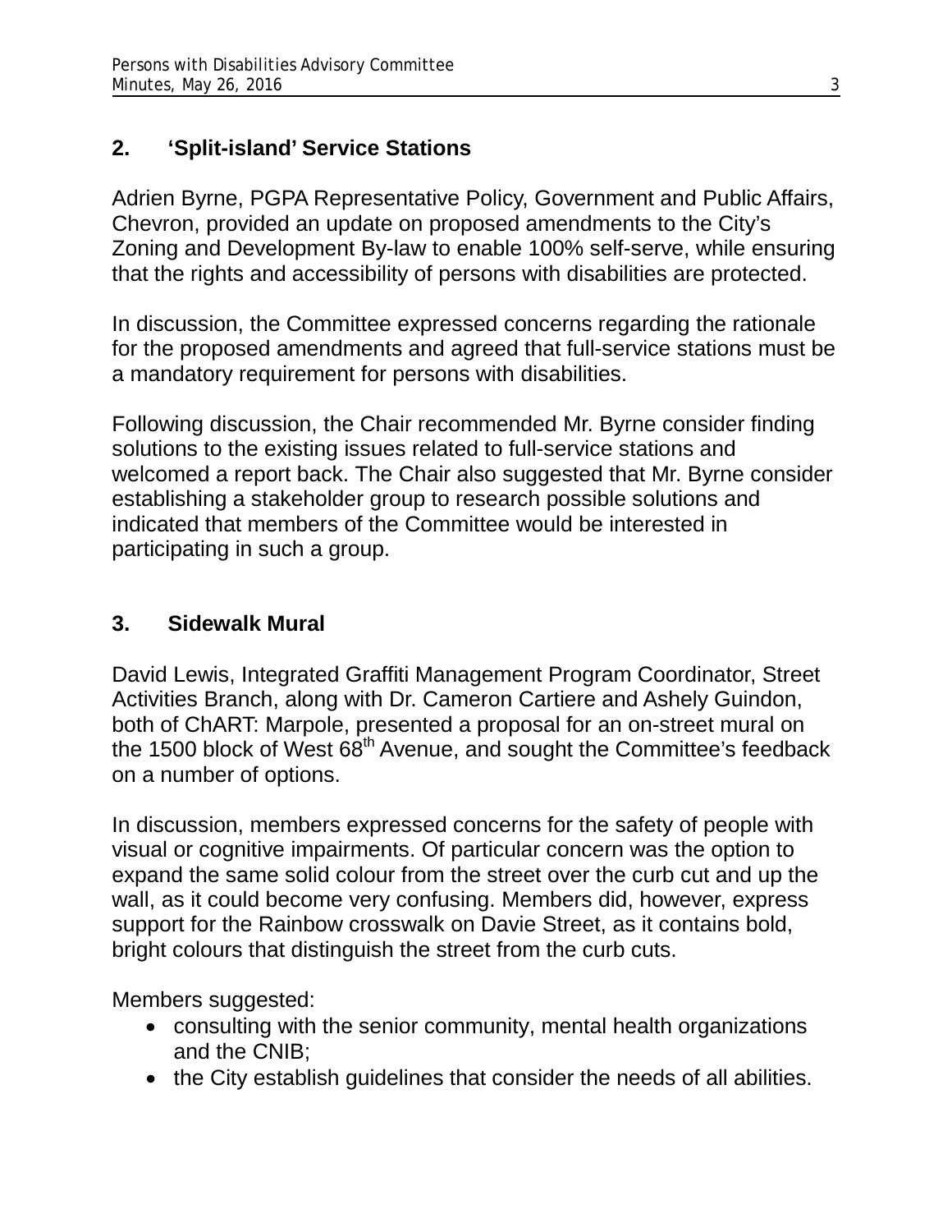## 2. 'Split-island' Service Stations

Adrien Byrne, PGPA Representative Policy, Government and Public Affairs, Chevron, provided an update on proposed amendments to the City's Zoning and Development By-law to enable 100% self-serve, while ensuring that the rights and accessibility of persons with disabilities are protected.

In discussion, the Committee expressed concerns regarding the rationale for the proposed amendments and agreed that full-service stations must be a mandatory requirement for persons with disabilities.

Following discussion, the Chair recommended Mr. Byrne consider finding solutions to the existing issues related to full-service stations and welcomed a report back. The Chair also suggested that Mr. Byrne consider establishing a stakeholder group to research possible solutions and indicated that members of the Committee would be interested in participating in such a group.

## 3. Sidewalk Mural

David Lewis, Integrated Graffiti Management Program Coordinator, Street Activities Branch, along with Dr. Cameron Cartiere and Ashely Guindon, both of ChART: Marpole, presented a proposal for an on-street mural on the 1500 block of West 68th Avenue, and sought the Committee's feedback on a number of options.

In discussion, members expressed concerns for the safety of people with visual or cognitive impairments. Of particular concern was the option to expand the same solid colour from the street over the curb cut and up the wall, as it could become very confusing. Members did, however, express support for the Rainbow crosswalk on Davie Street, as it contains bold, bright colours that distinguish the street from the curb cuts.

Members suggested:

- consulting with the senior community, mental health organizations and the CNIB;
- the City establish guidelines that consider the needs of all abilities.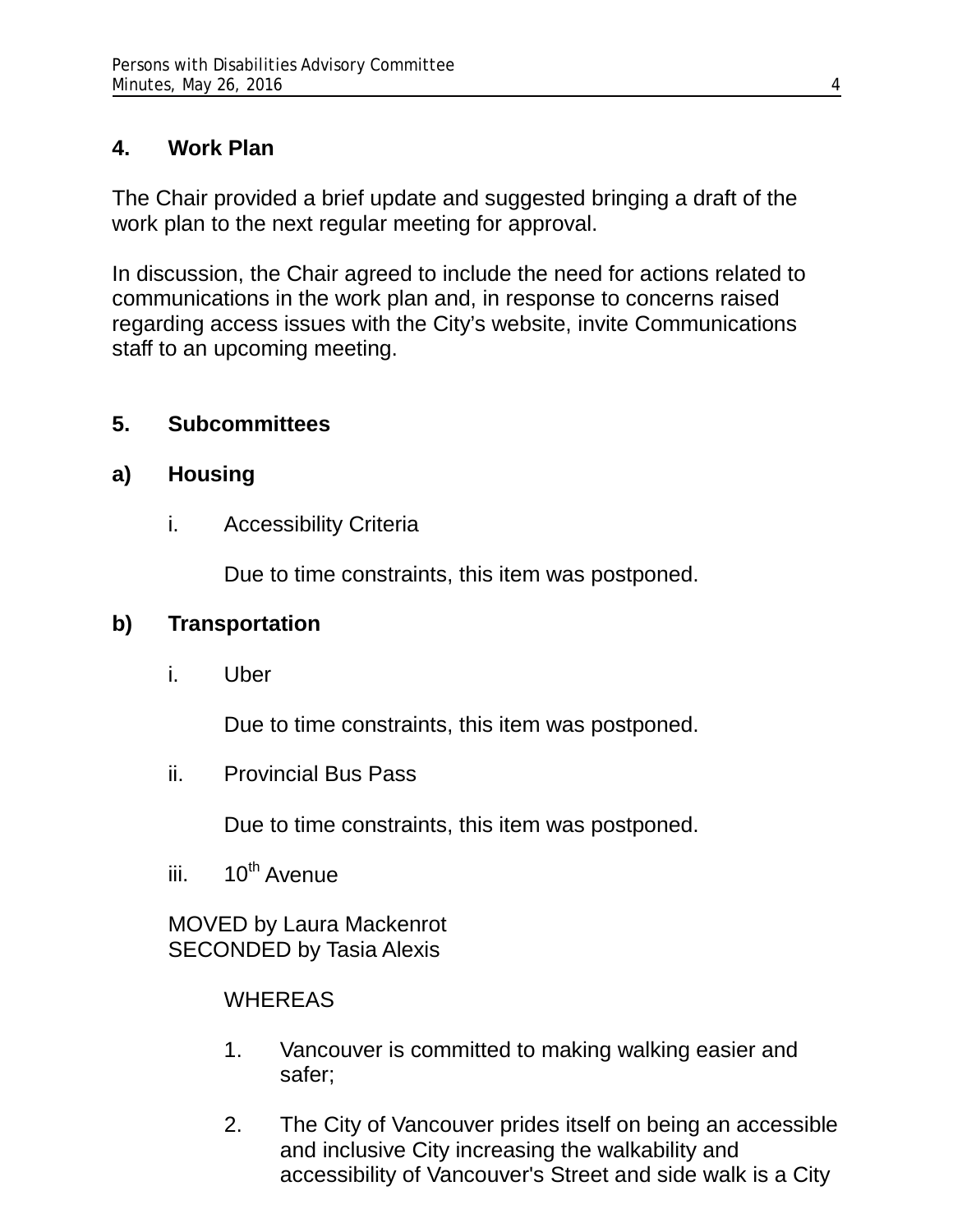## 4. Work Plan

The Chair provided a brief update and suggested bringing a draft of the work plan to the next regular meeting for approval.

In discussion, the Chair agreed to include the need for actions related to communications in the work plan and, in response to concerns raised regarding access issues with the City's website, invite Communications staff to an upcoming meeting.

## 5. Subcommittees

### a) Housing

i. Accessibility Criteria

Due to time constraints, this item was postponed.

### b) Transportation

i. Uber

Due to time constraints, this item was postponed.

ii. Provincial Bus Pass

Due to time constraints, this item was postponed.

iii. 10th Avenue

MOVED by Laura Mackenrot
SECONDED by Tasia Alexis

WHEREAS

1. Vancouver is committed to making walking easier and safer;

2. The City of Vancouver prides itself on being an accessible and inclusive City increasing the walkability and accessibility of Vancouver's Street and side walk is a City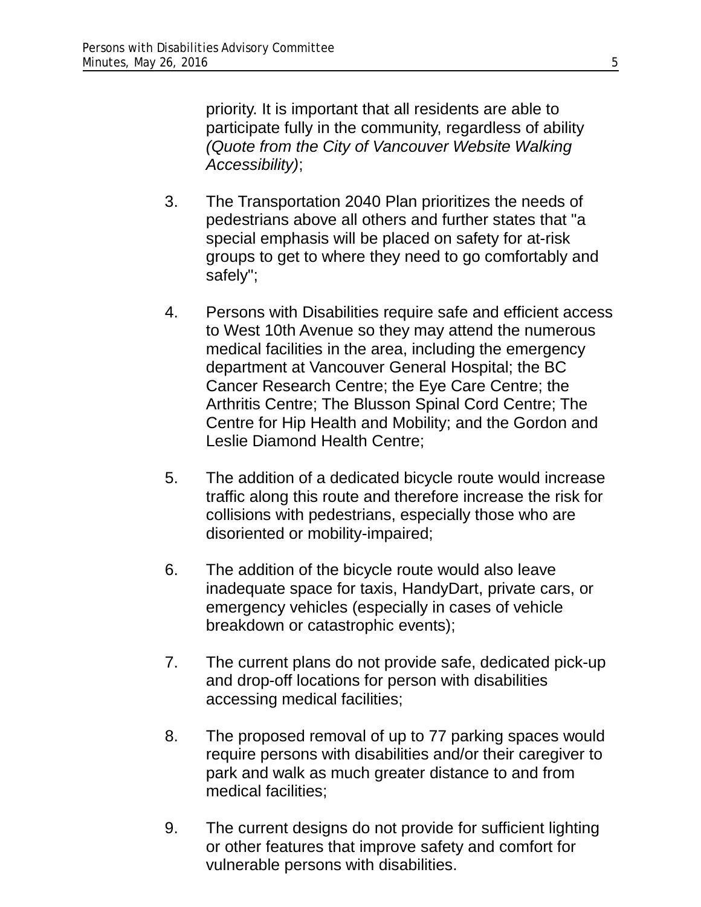priority. It is important that all residents are able to participate fully in the community, regardless of ability *(Quote from the City of Vancouver Website Walking Accessibility)*;

3. The Transportation 2040 Plan prioritizes the needs of pedestrians above all others and further states that "a special emphasis will be placed on safety for at-risk groups to get to where they need to go comfortably and safely";

4. Persons with Disabilities require safe and efficient access to West 10th Avenue so they may attend the numerous medical facilities in the area, including the emergency department at Vancouver General Hospital; the BC Cancer Research Centre; the Eye Care Centre; the Arthritis Centre; The Blusson Spinal Cord Centre; The Centre for Hip Health and Mobility; and the Gordon and Leslie Diamond Health Centre;

5. The addition of a dedicated bicycle route would increase traffic along this route and therefore increase the risk for collisions with pedestrians, especially those who are disoriented or mobility-impaired;

6. The addition of the bicycle route would also leave inadequate space for taxis, HandyDart, private cars, or emergency vehicles (especially in cases of vehicle breakdown or catastrophic events);

7. The current plans do not provide safe, dedicated pick-up and drop-off locations for person with disabilities accessing medical facilities;

8. The proposed removal of up to 77 parking spaces would require persons with disabilities and/or their caregiver to park and walk as much greater distance to and from medical facilities;

9. The current designs do not provide for sufficient lighting or other features that improve safety and comfort for vulnerable persons with disabilities.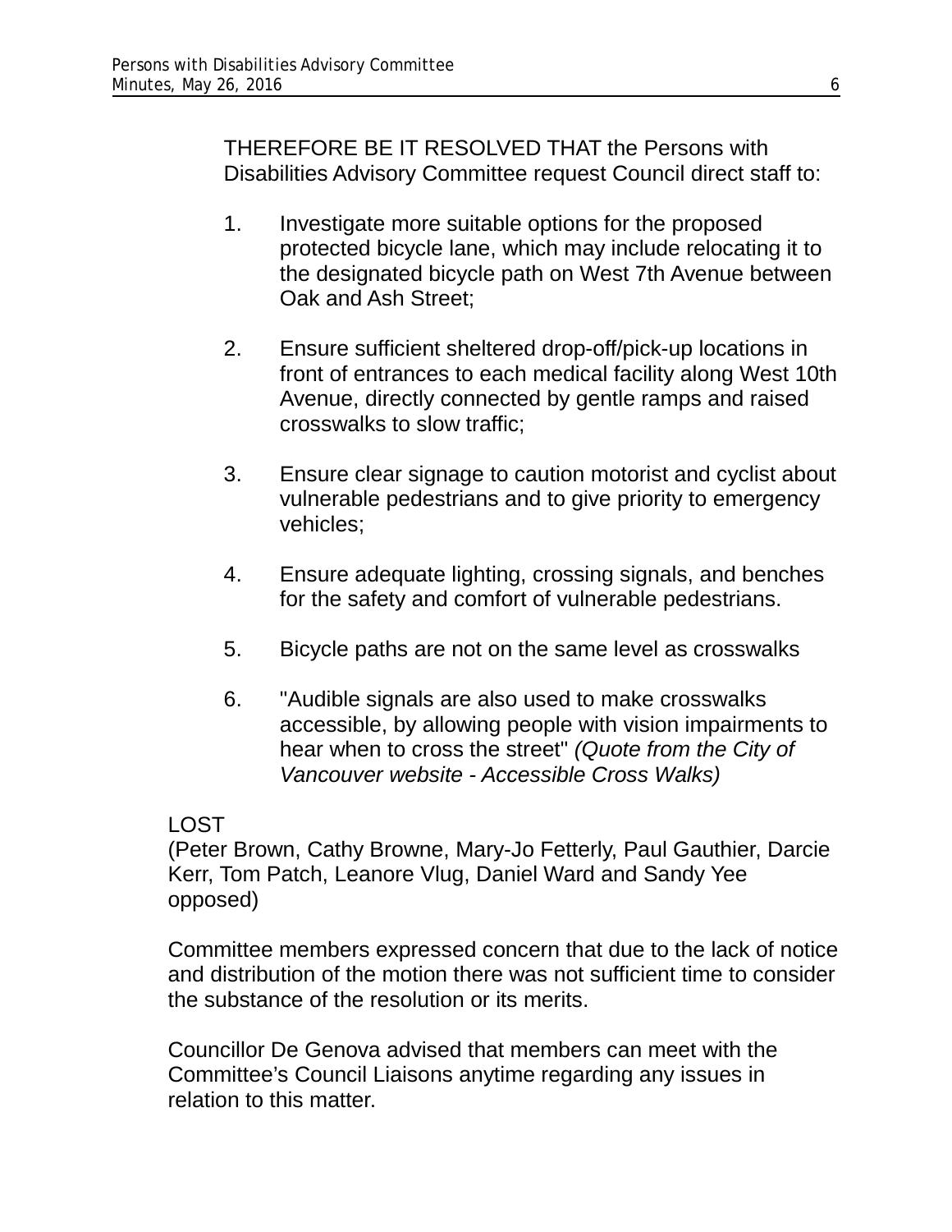THEREFORE BE IT RESOLVED THAT the Persons with Disabilities Advisory Committee request Council direct staff to:

1. Investigate more suitable options for the proposed protected bicycle lane, which may include relocating it to the designated bicycle path on West 7th Avenue between Oak and Ash Street;

2. Ensure sufficient sheltered drop-off/pick-up locations in front of entrances to each medical facility along West 10th Avenue, directly connected by gentle ramps and raised crosswalks to slow traffic;

3. Ensure clear signage to caution motorist and cyclist about vulnerable pedestrians and to give priority to emergency vehicles;

4. Ensure adequate lighting, crossing signals, and benches for the safety and comfort of vulnerable pedestrians.

5. Bicycle paths are not on the same level as crosswalks

6. "Audible signals are also used to make crosswalks accessible, by allowing people with vision impairments to hear when to cross the street" *(Quote from the City of Vancouver website - Accessible Cross Walks)*

LOST
(Peter Brown, Cathy Browne, Mary-Jo Fetterly, Paul Gauthier, Darcie Kerr, Tom Patch, Leanore Vlug, Daniel Ward and Sandy Yee opposed)

Committee members expressed concern that due to the lack of notice and distribution of the motion there was not sufficient time to consider the substance of the resolution or its merits.

Councillor De Genova advised that members can meet with the Committee's Council Liaisons anytime regarding any issues in relation to this matter.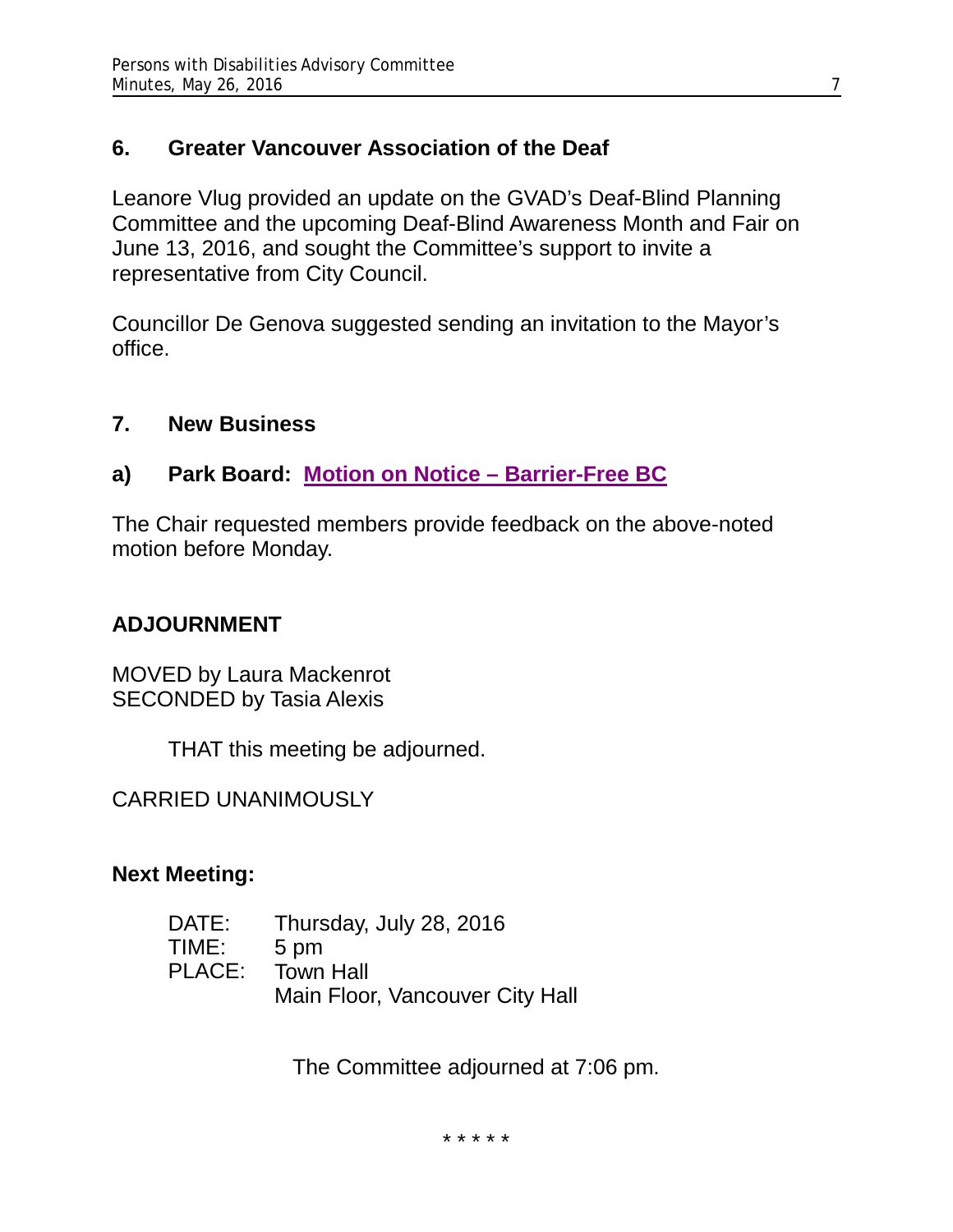## 6. Greater Vancouver Association of the Deaf

Leanore Vlug provided an update on the GVAD's Deaf-Blind Planning Committee and the upcoming Deaf-Blind Awareness Month and Fair on June 13, 2016, and sought the Committee's support to invite a representative from City Council.

Councillor De Genova suggested sending an invitation to the Mayor's office.

## 7. New Business

### a) Park Board: Motion on Notice – Barrier-Free BC

The Chair requested members provide feedback on the above-noted motion before Monday.

## ADJOURNMENT

MOVED by Laura Mackenrot
SECONDED by Tasia Alexis

THAT this meeting be adjourned.

CARRIED UNANIMOUSLY

**Next Meeting:**

DATE: Thursday, July 28, 2016
TIME: 5 pm
PLACE: Town Hall
Main Floor, Vancouver City Hall

The Committee adjourned at 7:06 pm.

\* \* \* \* \*